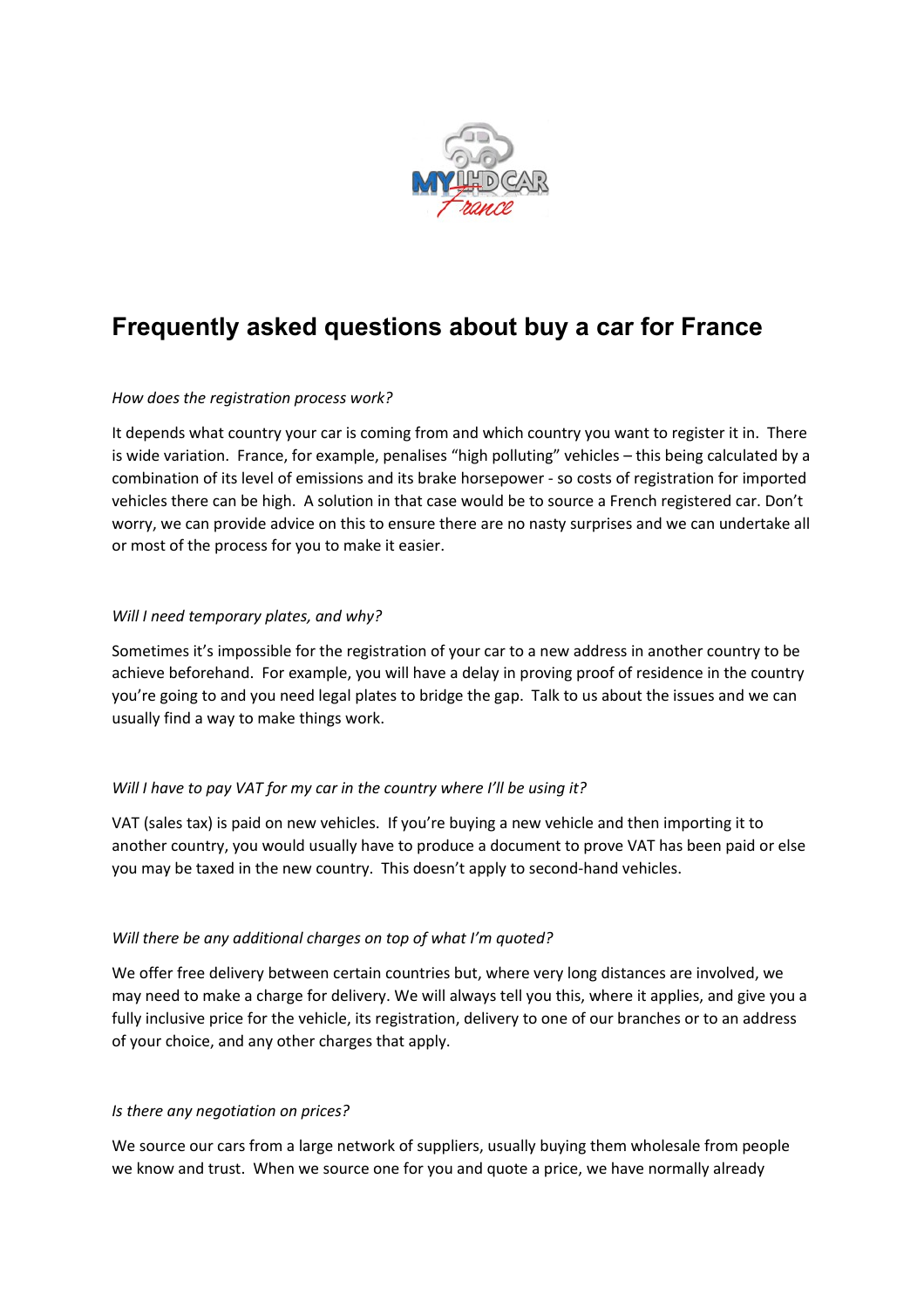# Frequently asked questions about buy a car for France

*How does the registration process work?*

It depends what country your car is coming from and which country you want to register it in. There is wide variation. France, for example, penalises "high polluting" vehicles – this being calculated by a combination of its level of emissions and its brake horsepower - so costs of registration for imported vehicles there can be high. A solution in that case would be to source a French registered car. Don't worry, we can provide advice on this to ensure there are no nasty surprises and we can undertake all or most of the process for you to make it easier.

*Will I need temporary plates, and why?*

Sometimes it's impossible for the registration of your car to a new address in another country to be achieve beforehand. For example, you will have a delay in proving proof of residence in the country you're going to and you need legal plates to bridge the gap. Talk to us about the issues and we can usually find a way to make things work.

*Will I have to pay VAT for my car in the country where I'll be using it?*

VAT (sales tax) is paid on new vehicles. If you're buying a new vehicle and then importing it to another country, you would usually have to produce a document to prove VAT has been paid or else you may be taxed in the new country. This doesn't apply to second-hand vehicles.

*Will there be any additional charges on top of what I'm quoted?*

We offer free delivery between certain countries but, where very long distances are involved, we may need to make a charge for delivery. We will always tell you this, where it applies, and give you a fully inclusive price for the vehicle, its registration, delivery to one of our branches or to an address of your choice, and any other charges that apply.

*Is there any negotiation on prices?*

We source our cars from a large network of suppliers, usually buying them wholesale from people we know and trust. When we source one for you and quote a price, we have normally already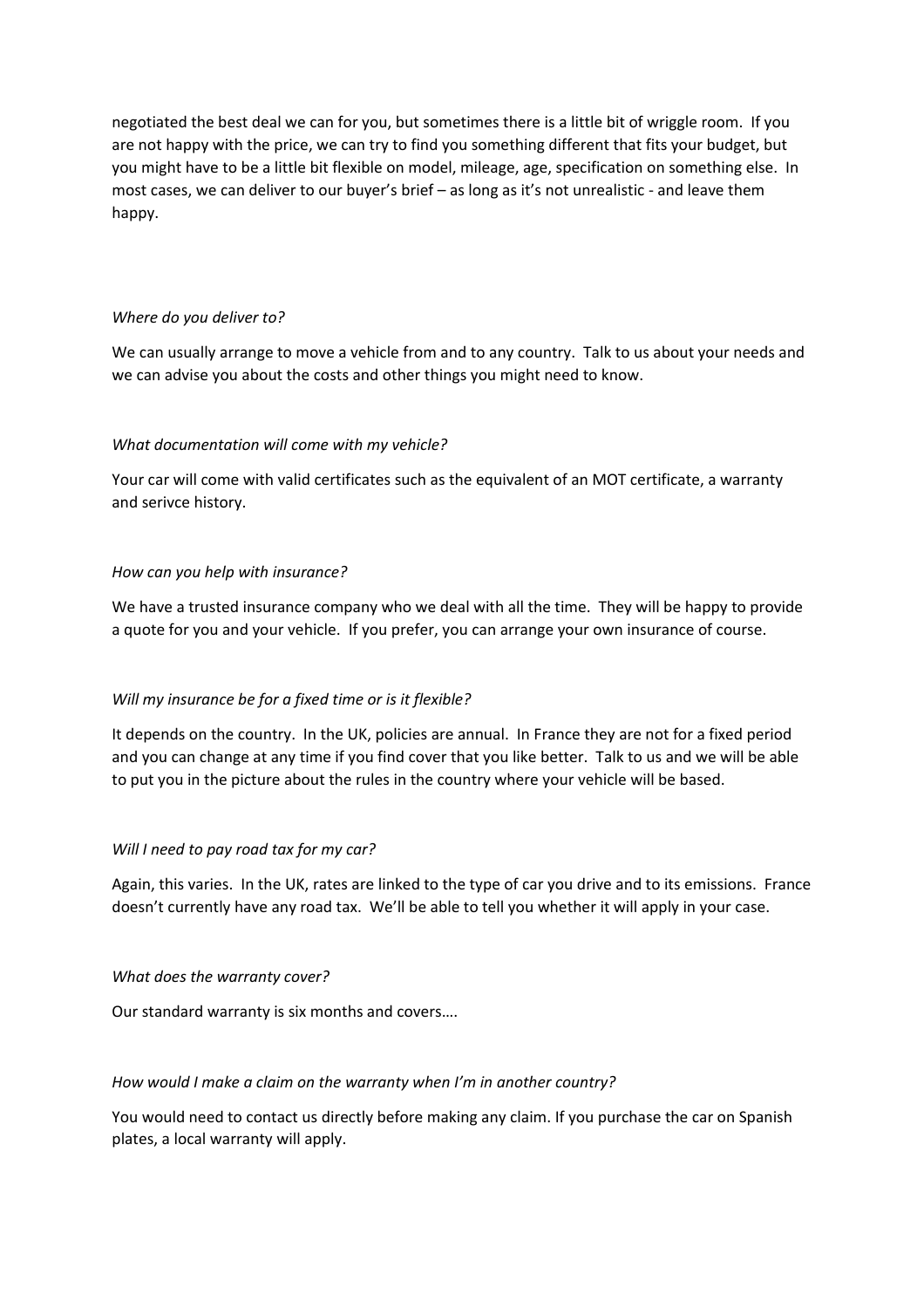negotiated the best deal we can for you, but sometimes there is a little bit of wriggle room. If you are not happy with the price, we can try to find you something different that fits your budget, but you might have to be a little bit flexible on model, mileage, age, specification on something else. In most cases, we can deliver to our buyer's brief – as long as it's not unrealistic - and leave them happy.

*Where do you deliver to?*

We can usually arrange to move a vehicle from and to any country. Talk to us about your needs and we can advise you about the costs and other things you might need to know.

*What documentation will come with my vehicle?*

Your car will come with valid certificates such as the equivalent of an MOT certificate, a warranty and serivce history.

*How can you help with insurance?*

We have a trusted insurance company who we deal with all the time. They will be happy to provide a quote for you and your vehicle. If you prefer, you can arrange your own insurance of course.

*Will my insurance be for a fixed time or is it flexible?*

It depends on the country. In the UK, policies are annual. In France they are not for a fixed period and you can change at any time if you find cover that you like better. Talk to us and we will be able to put you in the picture about the rules in the country where your vehicle will be based.

*Will I need to pay road tax for my car?*

Again, this varies. In the UK, rates are linked to the type of car you drive and to its emissions. France doesn't currently have any road tax. We'll be able to tell you whether it will apply in your case.

*What does the warranty cover?*

Our standard warranty is six months and covers….

*How would I make a claim on the warranty when I'm in another country?*

You would need to contact us directly before making any claim. If you purchase the car on Spanish plates, a local warranty will apply.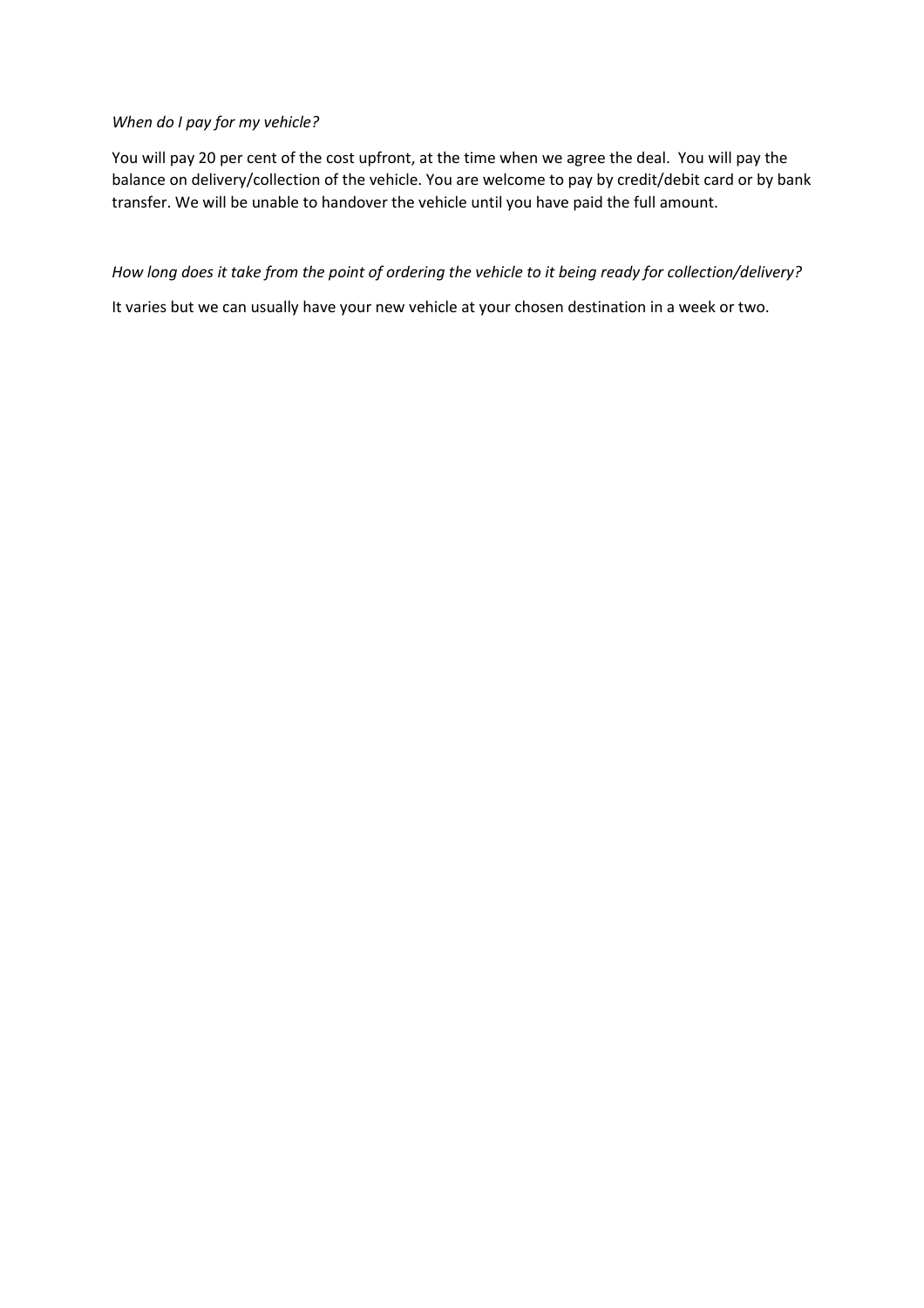*When do I pay for my vehicle?*

You will pay 20 per cent of the cost upfront, at the time when we agree the deal.  You will pay the balance on delivery/collection of the vehicle. You are welcome to pay by credit/debit card or by bank transfer. We will be unable to handover the vehicle until you have paid the full amount.

*How long does it take from the point of ordering the vehicle to it being ready for collection/delivery?*

It varies but we can usually have your new vehicle at your chosen destination in a week or two.